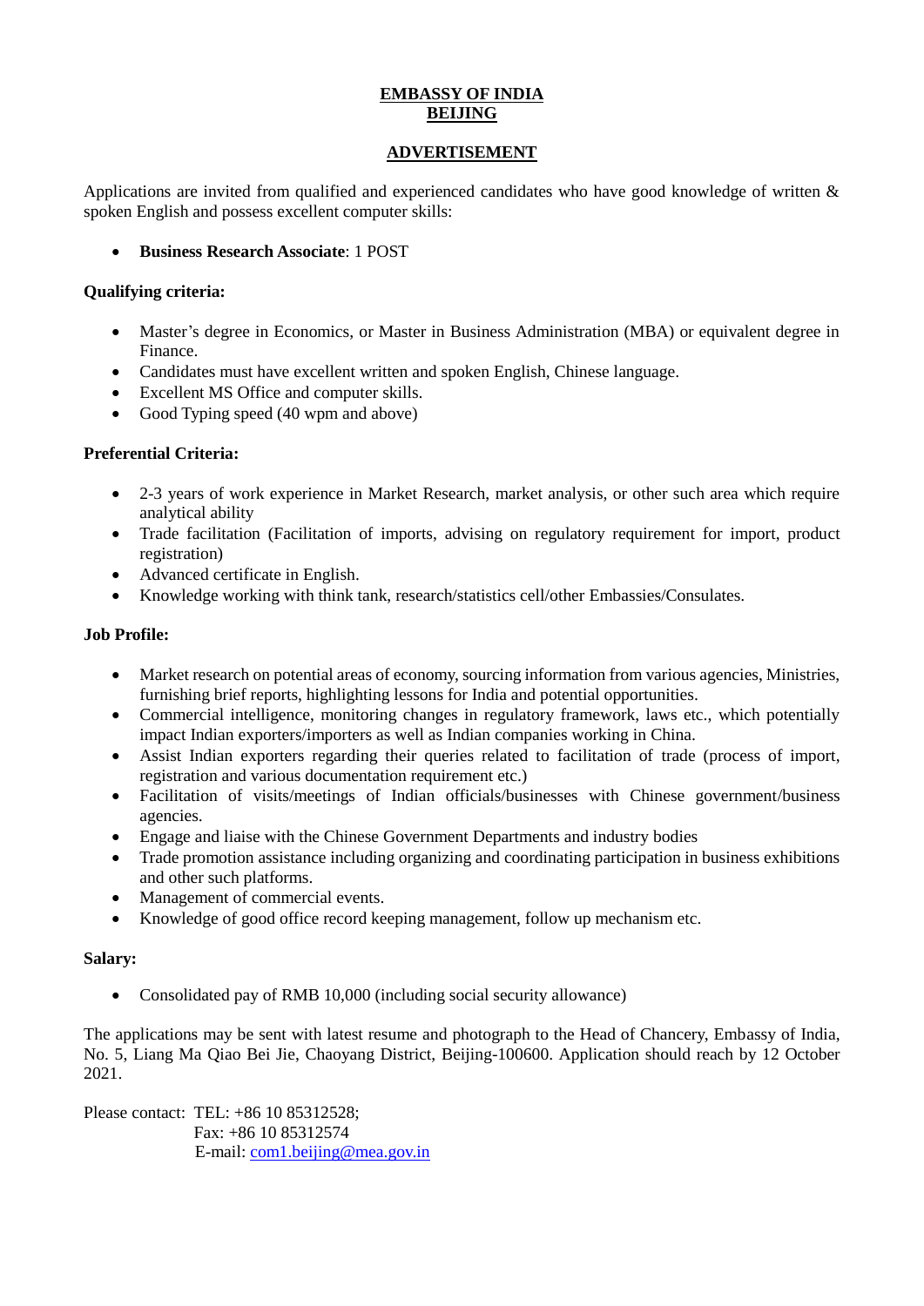# EMBASSY OF INDIA
# BEIJING

## ADVERTISEMENT

Applications are invited from qualified and experienced candidates who have good knowledge of written & spoken English and possess excellent computer skills:

- **Business Research Associate**: 1 POST

**Qualifying criteria:**

- Master's degree in Economics, or Master in Business Administration (MBA) or equivalent degree in Finance.
- Candidates must have excellent written and spoken English, Chinese language.
- Excellent MS Office and computer skills.
- Good Typing speed (40 wpm and above)

**Preferential Criteria:**

- 2-3 years of work experience in Market Research, market analysis, or other such area which require analytical ability
- Trade facilitation (Facilitation of imports, advising on regulatory requirement for import, product registration)
- Advanced certificate in English.
- Knowledge working with think tank, research/statistics cell/other Embassies/Consulates.

**Job Profile:**

- Market research on potential areas of economy, sourcing information from various agencies, Ministries, furnishing brief reports, highlighting lessons for India and potential opportunities.
- Commercial intelligence, monitoring changes in regulatory framework, laws etc., which potentially impact Indian exporters/importers as well as Indian companies working in China.
- Assist Indian exporters regarding their queries related to facilitation of trade (process of import, registration and various documentation requirement etc.)
- Facilitation of visits/meetings of Indian officials/businesses with Chinese government/business agencies.
- Engage and liaise with the Chinese Government Departments and industry bodies
- Trade promotion assistance including organizing and coordinating participation in business exhibitions and other such platforms.
- Management of commercial events.
- Knowledge of good office record keeping management, follow up mechanism etc.

**Salary:**

- Consolidated pay of RMB 10,000 (including social security allowance)

The applications may be sent with latest resume and photograph to the Head of Chancery, Embassy of India, No. 5, Liang Ma Qiao Bei Jie, Chaoyang District, Beijing-100600. Application should reach by 12 October 2021.

Please contact: TEL: +86 10 85312528;
Fax: +86 10 85312574
E-mail: com1.beijing@mea.gov.in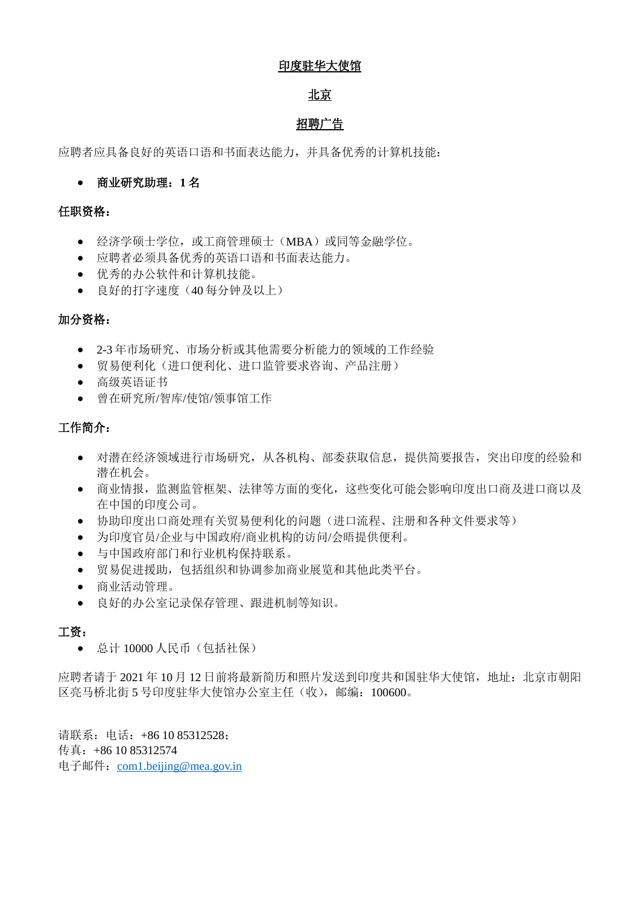**印度驻华大使馆**

**北京**

**招聘广告**

应聘者应具备良好的英语口语和书面表达能力，并具备优秀的计算机技能：

- **商业研究助理：1 名**

**任职资格：**

- 经济学硕士学位，或工商管理硕士（MBA）或同等金融学位。
- 应聘者必须具备优秀的英语口语和书面表达能力。
- 优秀的办公软件和计算机技能。
- 良好的打字速度（40 每分钟及以上）

**加分资格：**

- 2-3 年市场研究、市场分析或其他需要分析能力的领域的工作经验
- 贸易便利化（进口便利化、进口监管要求咨询、产品注册）
- 高级英语证书
- 曾在研究所/智库/使馆/领事馆工作

**工作简介：**

- 对潜在经济领域进行市场研究，从各机构、部委获取信息，提供简要报告，突出印度的经验和潜在机会。
- 商业情报，监测监管框架、法律等方面的变化，这些变化可能会影响印度出口商及进口商以及在中国的印度公司。
- 协助印度出口商处理有关贸易便利化的问题（进口流程、注册和各种文件要求等）
- 为印度官员/企业与中国政府/商业机构的访问/会晤提供便利。
- 与中国政府部门和行业机构保持联系。
- 贸易促进援助，包括组织和协调参加商业展览和其他此类平台。
- 商业活动管理。
- 良好的办公室记录保存管理、跟进机制等知识。

**工资：**

- 总计 10000 人民币（包括社保）

应聘者请于 2021 年 10 月 12 日前将最新简历和照片发送到印度共和国驻华大使馆，地址：北京市朝阳区亮马桥北街 5 号印度驻华大使馆办公室主任（收），邮编：100600。

请联系：电话：+86 10 85312528；
传真：+86 10 85312574
电子邮件：com1.beijing@mea.gov.in